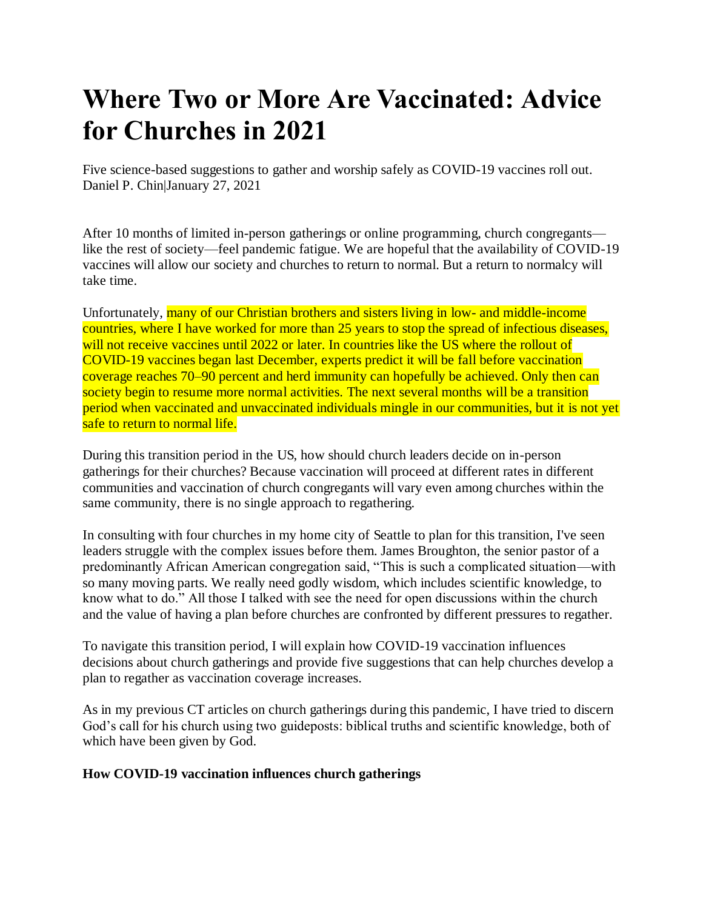# Where Two or More Are Vaccinated: Advice for Churches in 2021

Five science-based suggestions to gather and worship safely as COVID-19 vaccines roll out.
Daniel P. Chin|January 27, 2021

After 10 months of limited in-person gatherings or online programming, church congregants—like the rest of society—feel pandemic fatigue. We are hopeful that the availability of COVID-19 vaccines will allow our society and churches to return to normal. But a return to normalcy will take time.

Unfortunately, many of our Christian brothers and sisters living in low- and middle-income countries, where I have worked for more than 25 years to stop the spread of infectious diseases, will not receive vaccines until 2022 or later. In countries like the US where the rollout of COVID-19 vaccines began last December, experts predict it will be fall before vaccination coverage reaches 70–90 percent and herd immunity can hopefully be achieved. Only then can society begin to resume more normal activities. The next several months will be a transition period when vaccinated and unvaccinated individuals mingle in our communities, but it is not yet safe to return to normal life.

During this transition period in the US, how should church leaders decide on in-person gatherings for their churches? Because vaccination will proceed at different rates in different communities and vaccination of church congregants will vary even among churches within the same community, there is no single approach to regathering.

In consulting with four churches in my home city of Seattle to plan for this transition, I've seen leaders struggle with the complex issues before them. James Broughton, the senior pastor of a predominantly African American congregation said, "This is such a complicated situation—with so many moving parts. We really need godly wisdom, which includes scientific knowledge, to know what to do." All those I talked with see the need for open discussions within the church and the value of having a plan before churches are confronted by different pressures to regather.

To navigate this transition period, I will explain how COVID-19 vaccination influences decisions about church gatherings and provide five suggestions that can help churches develop a plan to regather as vaccination coverage increases.

As in my previous CT articles on church gatherings during this pandemic, I have tried to discern God's call for his church using two guideposts: biblical truths and scientific knowledge, both of which have been given by God.

**How COVID-19 vaccination influences church gatherings**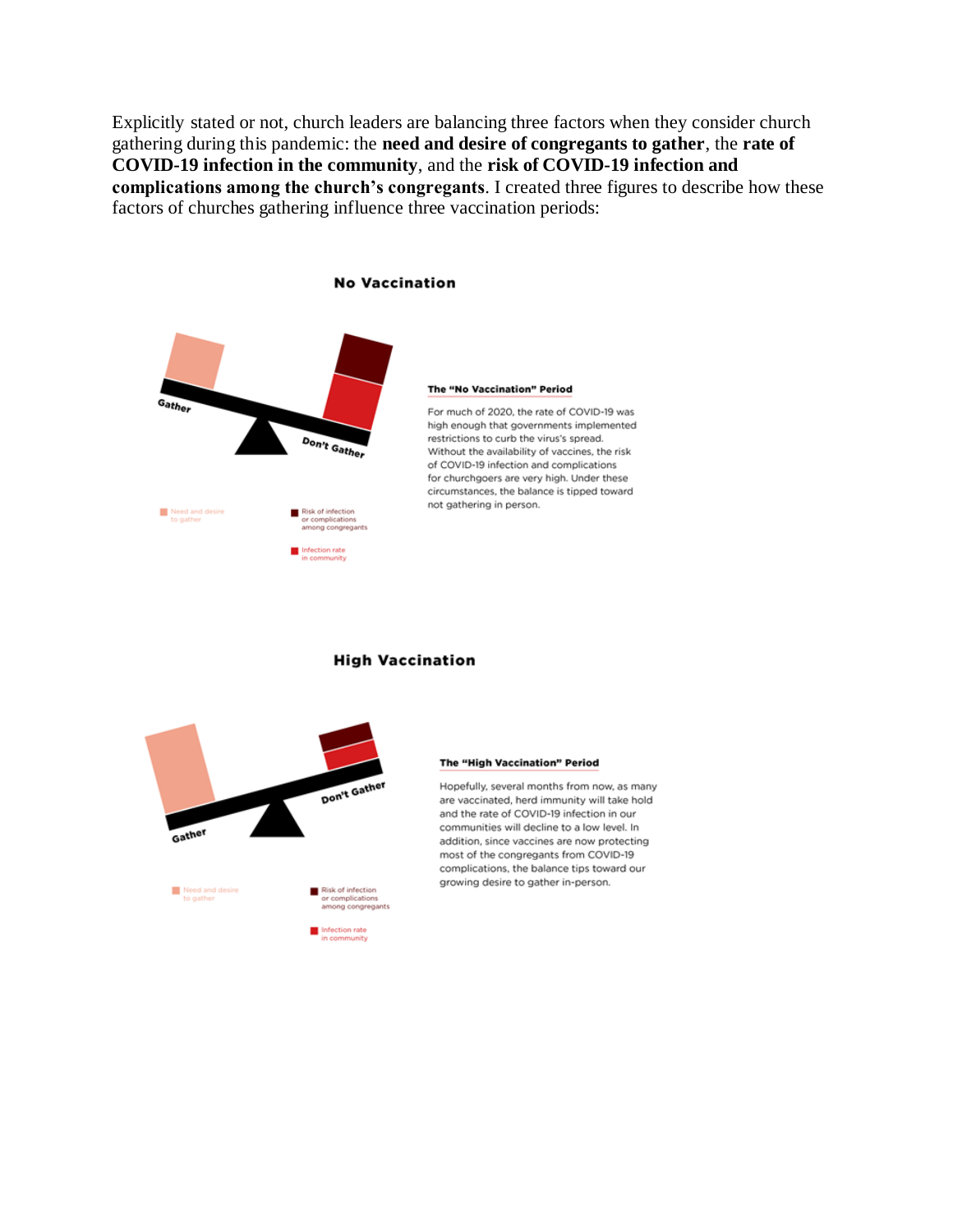Explicitly stated or not, church leaders are balancing three factors when they consider church gathering during this pandemic: the **need and desire of congregants to gather**, the **rate of COVID-19 infection in the community**, and the **risk of COVID-19 infection and complications among the church's congregants**. I created three figures to describe how these factors of churches gathering influence three vaccination periods:

**No Vaccination**

Gather

Don't Gather

Need and desire to gather

Risk of infection or complications among congregants

Infection rate in community

**The "No Vaccination" Period**

For much of 2020, the rate of COVID-19 was high enough that governments implemented restrictions to curb the virus's spread. Without the availability of vaccines, the risk of COVID-19 infection and complications for churchgoers are very high. Under these circumstances, the balance is tipped toward not gathering in person.

**High Vaccination**

Don't Gather

Gather

Need and desire to gather

Risk of infection or complications among congregants

Infection rate in community

**The "High Vaccination" Period**

Hopefully, several months from now, as many are vaccinated, herd immunity will take hold and the rate of COVID-19 infection in our communities will decline to a low level. In addition, since vaccines are now protecting most of the congregants from COVID-19 complications, the balance tips toward our growing desire to gather in-person.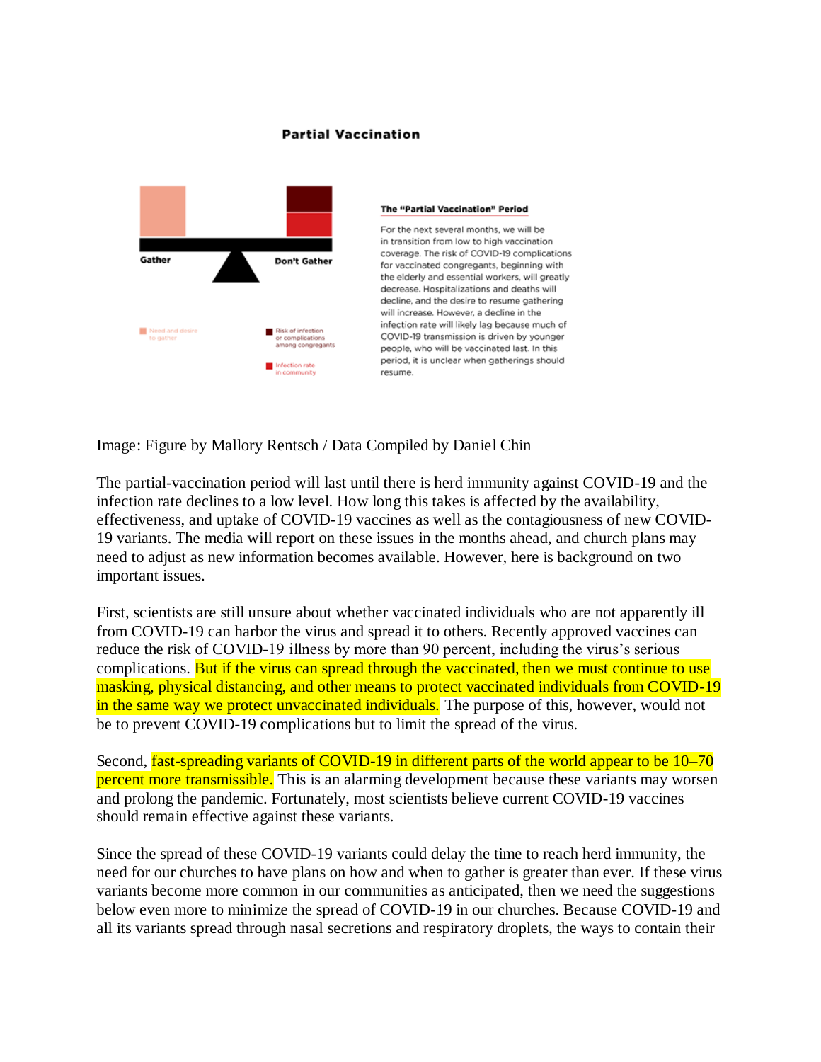**Partial Vaccination**

Gather

Don't Gather

Need and desire to gather

Risk of infection or complications among congregants

Infection rate in community

**The "Partial Vaccination" Period**

For the next several months, we will be in transition from low to high vaccination coverage. The risk of COVID-19 complications for vaccinated congregants, beginning with the elderly and essential workers, will greatly decrease. Hospitalizations and deaths will decline, and the desire to resume gathering will increase. However, a decline in the infection rate will likely lag because much of COVID-19 transmission is driven by younger people, who will be vaccinated last. In this period, it is unclear when gatherings should resume.

Image: Figure by Mallory Rentsch / Data Compiled by Daniel Chin

The partial-vaccination period will last until there is herd immunity against COVID-19 and the infection rate declines to a low level. How long this takes is affected by the availability, effectiveness, and uptake of COVID-19 vaccines as well as the contagiousness of new COVID-19 variants. The media will report on these issues in the months ahead, and church plans may need to adjust as new information becomes available. However, here is background on two important issues.

First, scientists are still unsure about whether vaccinated individuals who are not apparently ill from COVID-19 can harbor the virus and spread it to others. Recently approved vaccines can reduce the risk of COVID-19 illness by more than 90 percent, including the virus's serious complications. But if the virus can spread through the vaccinated, then we must continue to use masking, physical distancing, and other means to protect vaccinated individuals from COVID-19 in the same way we protect unvaccinated individuals. The purpose of this, however, would not be to prevent COVID-19 complications but to limit the spread of the virus.

Second, fast-spreading variants of COVID-19 in different parts of the world appear to be 10–70 percent more transmissible. This is an alarming development because these variants may worsen and prolong the pandemic. Fortunately, most scientists believe current COVID-19 vaccines should remain effective against these variants.

Since the spread of these COVID-19 variants could delay the time to reach herd immunity, the need for our churches to have plans on how and when to gather is greater than ever. If these virus variants become more common in our communities as anticipated, then we need the suggestions below even more to minimize the spread of COVID-19 in our churches. Because COVID-19 and all its variants spread through nasal secretions and respiratory droplets, the ways to contain their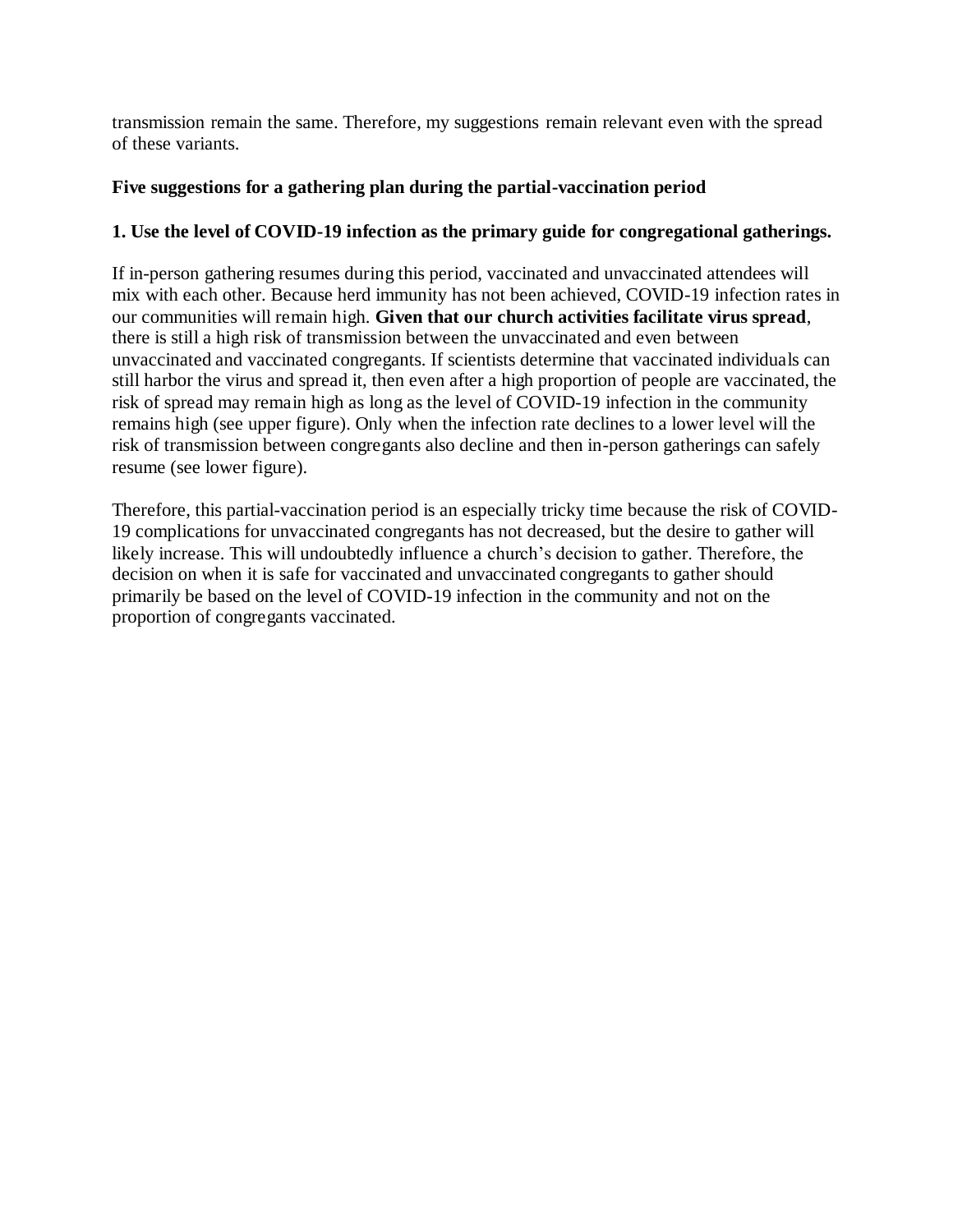transmission remain the same. Therefore, my suggestions remain relevant even with the spread of these variants.

## Five suggestions for a gathering plan during the partial-vaccination period

### 1. Use the level of COVID-19 infection as the primary guide for congregational gatherings.

If in-person gathering resumes during this period, vaccinated and unvaccinated attendees will mix with each other. Because herd immunity has not been achieved, COVID-19 infection rates in our communities will remain high. **Given that our church activities facilitate virus spread**, there is still a high risk of transmission between the unvaccinated and even between unvaccinated and vaccinated congregants. If scientists determine that vaccinated individuals can still harbor the virus and spread it, then even after a high proportion of people are vaccinated, the risk of spread may remain high as long as the level of COVID-19 infection in the community remains high (see upper figure). Only when the infection rate declines to a lower level will the risk of transmission between congregants also decline and then in-person gatherings can safely resume (see lower figure).

Therefore, this partial-vaccination period is an especially tricky time because the risk of COVID-19 complications for unvaccinated congregants has not decreased, but the desire to gather will likely increase. This will undoubtedly influence a church's decision to gather. Therefore, the decision on when it is safe for vaccinated and unvaccinated congregants to gather should primarily be based on the level of COVID-19 infection in the community and not on the proportion of congregants vaccinated.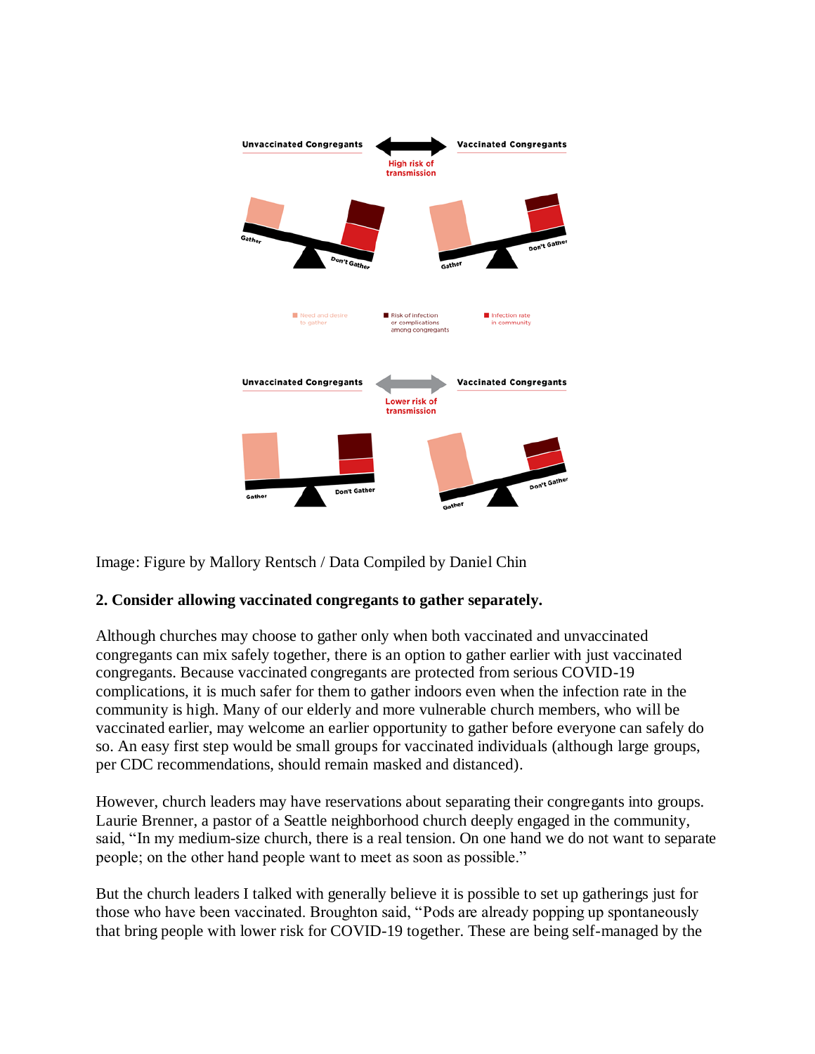Image: Figure by Mallory Rentsch / Data Compiled by Daniel Chin

**2. Consider allowing vaccinated congregants to gather separately.**

Although churches may choose to gather only when both vaccinated and unvaccinated congregants can mix safely together, there is an option to gather earlier with just vaccinated congregants. Because vaccinated congregants are protected from serious COVID-19 complications, it is much safer for them to gather indoors even when the infection rate in the community is high. Many of our elderly and more vulnerable church members, who will be vaccinated earlier, may welcome an earlier opportunity to gather before everyone can safely do so. An easy first step would be small groups for vaccinated individuals (although large groups, per CDC recommendations, should remain masked and distanced).

However, church leaders may have reservations about separating their congregants into groups. Laurie Brenner, a pastor of a Seattle neighborhood church deeply engaged in the community, said, "In my medium-size church, there is a real tension. On one hand we do not want to separate people; on the other hand people want to meet as soon as possible."

But the church leaders I talked with generally believe it is possible to set up gatherings just for those who have been vaccinated. Broughton said, "Pods are already popping up spontaneously that bring people with lower risk for COVID-19 together. These are being self-managed by the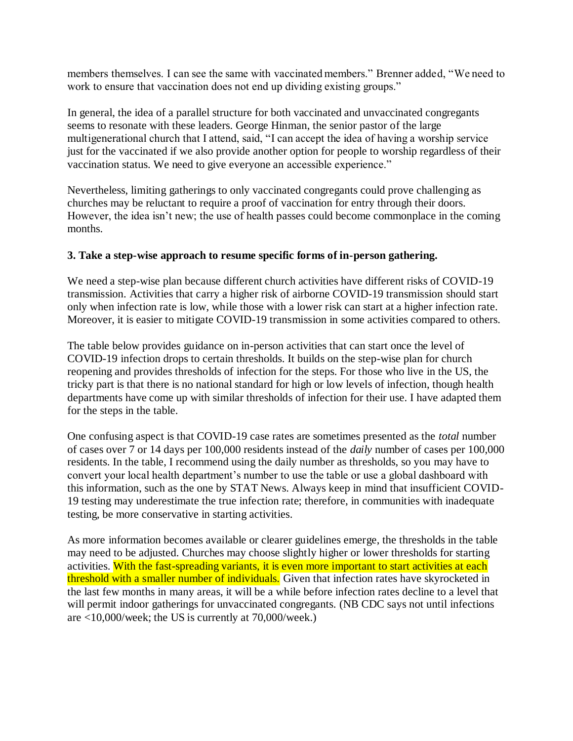members themselves. I can see the same with vaccinated members." Brenner added, "We need to work to ensure that vaccination does not end up dividing existing groups."

In general, the idea of a parallel structure for both vaccinated and unvaccinated congregants seems to resonate with these leaders. George Hinman, the senior pastor of the large multigenerational church that I attend, said, "I can accept the idea of having a worship service just for the vaccinated if we also provide another option for people to worship regardless of their vaccination status. We need to give everyone an accessible experience."

Nevertheless, limiting gatherings to only vaccinated congregants could prove challenging as churches may be reluctant to require a proof of vaccination for entry through their doors. However, the idea isn't new; the use of health passes could become commonplace in the coming months.

**3. Take a step-wise approach to resume specific forms of in-person gathering.**

We need a step-wise plan because different church activities have different risks of COVID-19 transmission. Activities that carry a higher risk of airborne COVID-19 transmission should start only when infection rate is low, while those with a lower risk can start at a higher infection rate. Moreover, it is easier to mitigate COVID-19 transmission in some activities compared to others.

The table below provides guidance on in-person activities that can start once the level of COVID-19 infection drops to certain thresholds. It builds on the step-wise plan for church reopening and provides thresholds of infection for the steps. For those who live in the US, the tricky part is that there is no national standard for high or low levels of infection, though health departments have come up with similar thresholds of infection for their use. I have adapted them for the steps in the table.

One confusing aspect is that COVID-19 case rates are sometimes presented as the *total* number of cases over 7 or 14 days per 100,000 residents instead of the *daily* number of cases per 100,000 residents. In the table, I recommend using the daily number as thresholds, so you may have to convert your local health department's number to use the table or use a global dashboard with this information, such as the one by STAT News. Always keep in mind that insufficient COVID-19 testing may underestimate the true infection rate; therefore, in communities with inadequate testing, be more conservative in starting activities.

As more information becomes available or clearer guidelines emerge, the thresholds in the table may need to be adjusted. Churches may choose slightly higher or lower thresholds for starting activities. With the fast-spreading variants, it is even more important to start activities at each threshold with a smaller number of individuals. Given that infection rates have skyrocketed in the last few months in many areas, it will be a while before infection rates decline to a level that will permit indoor gatherings for unvaccinated congregants. (NB CDC says not until infections are <10,000/week; the US is currently at 70,000/week.)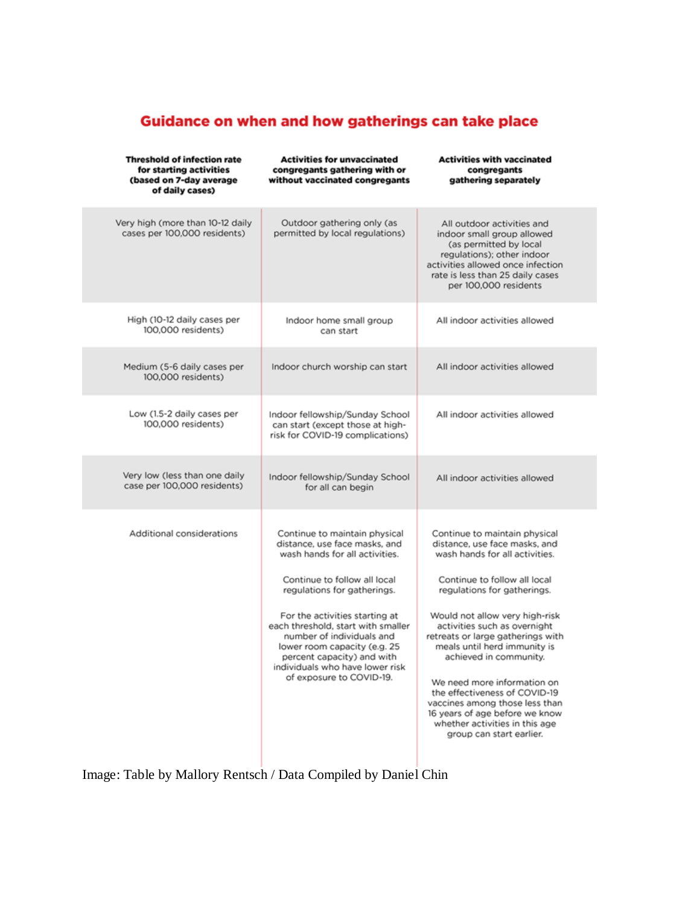## Guidance on when and how gatherings can take place

| Threshold of infection rate for starting activities (based on 7-day average of daily cases) | Activities for unvaccinated congregants gathering with or without vaccinated congregants | Activities with vaccinated congregants gathering separately |
|---|---|---|
| Very high (more than 10-12 daily cases per 100,000 residents) | Outdoor gathering only (as permitted by local regulations) | All outdoor activities and indoor small group allowed (as permitted by local regulations); other indoor activities allowed once infection rate is less than 25 daily cases per 100,000 residents |
| High (10-12 daily cases per 100,000 residents) | Indoor home small group can start | All indoor activities allowed |
| Medium (5-6 daily cases per 100,000 residents) | Indoor church worship can start | All indoor activities allowed |
| Low (1.5-2 daily cases per 100,000 residents) | Indoor fellowship/Sunday School can start (except those at high-risk for COVID-19 complications) | All indoor activities allowed |
| Very low (less than one daily case per 100,000 residents) | Indoor fellowship/Sunday School for all can begin | All indoor activities allowed |
| Additional considerations | Continue to maintain physical distance, use face masks, and wash hands for all activities. Continue to follow all local regulations for gatherings. For the activities starting at each threshold, start with smaller number of individuals and lower room capacity (e.g. 25 percent capacity) and with individuals who have lower risk of exposure to COVID-19. | Continue to maintain physical distance, use face masks, and wash hands for all activities. Continue to follow all local regulations for gatherings. Would not allow very high-risk activities such as overnight retreats or large gatherings with meals until herd immunity is achieved in community. We need more information on the effectiveness of COVID-19 vaccines among those less than 16 years of age before we know whether activities in this age group can start earlier. |

Image: Table by Mallory Rentsch / Data Compiled by Daniel Chin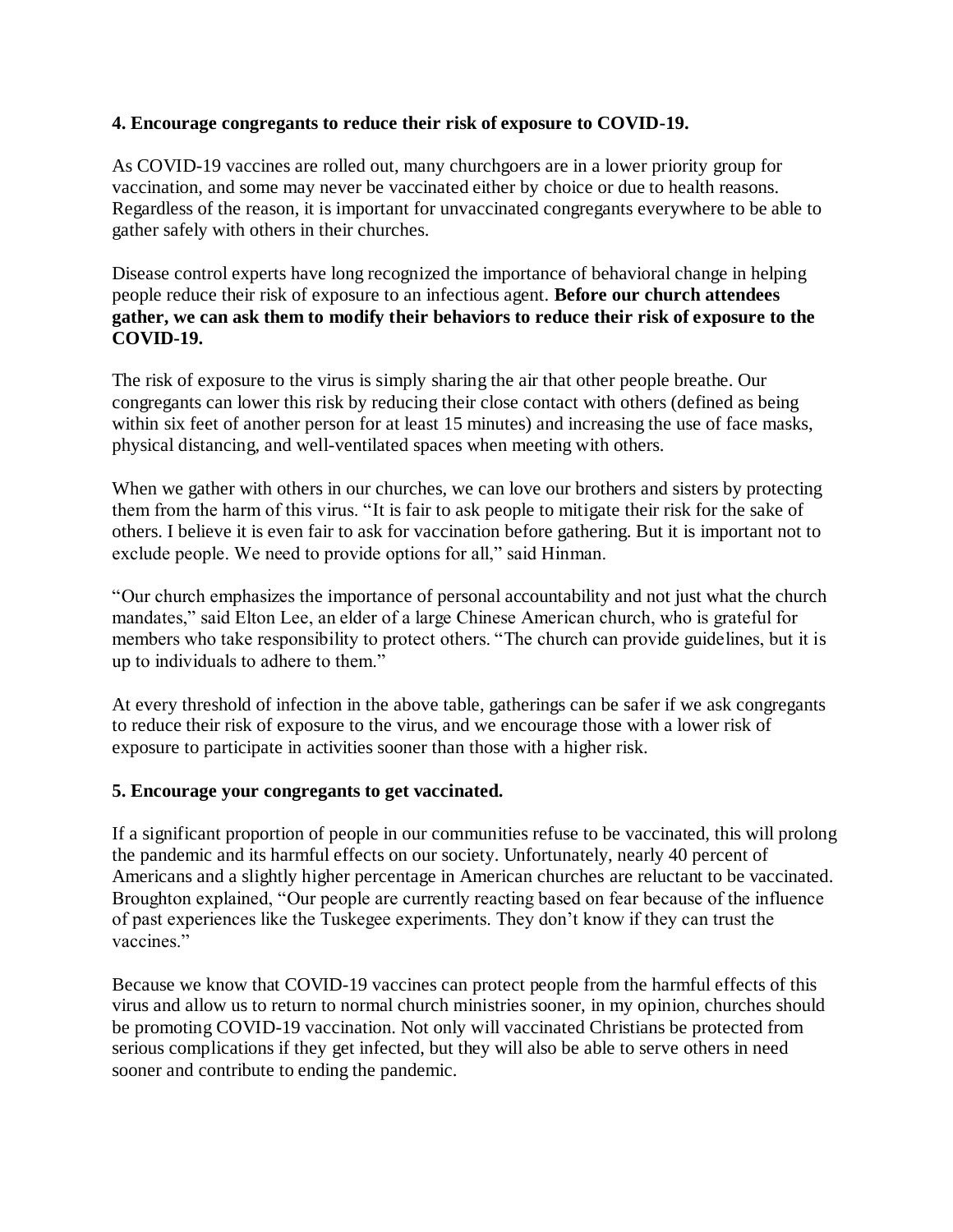**4. Encourage congregants to reduce their risk of exposure to COVID-19.**

As COVID-19 vaccines are rolled out, many churchgoers are in a lower priority group for vaccination, and some may never be vaccinated either by choice or due to health reasons. Regardless of the reason, it is important for unvaccinated congregants everywhere to be able to gather safely with others in their churches.

Disease control experts have long recognized the importance of behavioral change in helping people reduce their risk of exposure to an infectious agent. **Before our church attendees gather, we can ask them to modify their behaviors to reduce their risk of exposure to the COVID-19.**

The risk of exposure to the virus is simply sharing the air that other people breathe. Our congregants can lower this risk by reducing their close contact with others (defined as being within six feet of another person for at least 15 minutes) and increasing the use of face masks, physical distancing, and well-ventilated spaces when meeting with others.

When we gather with others in our churches, we can love our brothers and sisters by protecting them from the harm of this virus. "It is fair to ask people to mitigate their risk for the sake of others. I believe it is even fair to ask for vaccination before gathering. But it is important not to exclude people. We need to provide options for all," said Hinman.

"Our church emphasizes the importance of personal accountability and not just what the church mandates," said Elton Lee, an elder of a large Chinese American church, who is grateful for members who take responsibility to protect others. "The church can provide guidelines, but it is up to individuals to adhere to them."

At every threshold of infection in the above table, gatherings can be safer if we ask congregants to reduce their risk of exposure to the virus, and we encourage those with a lower risk of exposure to participate in activities sooner than those with a higher risk.

**5. Encourage your congregants to get vaccinated.**

If a significant proportion of people in our communities refuse to be vaccinated, this will prolong the pandemic and its harmful effects on our society. Unfortunately, nearly 40 percent of Americans and a slightly higher percentage in American churches are reluctant to be vaccinated. Broughton explained, "Our people are currently reacting based on fear because of the influence of past experiences like the Tuskegee experiments. They don't know if they can trust the vaccines."

Because we know that COVID-19 vaccines can protect people from the harmful effects of this virus and allow us to return to normal church ministries sooner, in my opinion, churches should be promoting COVID-19 vaccination. Not only will vaccinated Christians be protected from serious complications if they get infected, but they will also be able to serve others in need sooner and contribute to ending the pandemic.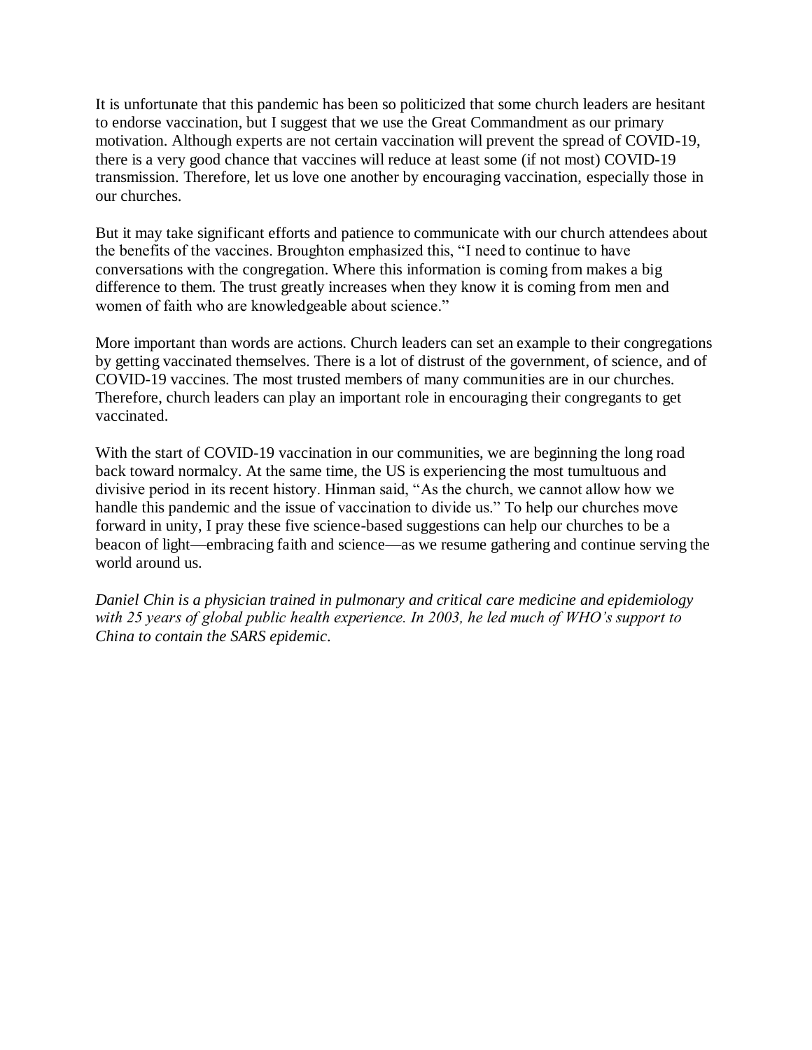It is unfortunate that this pandemic has been so politicized that some church leaders are hesitant to endorse vaccination, but I suggest that we use the Great Commandment as our primary motivation. Although experts are not certain vaccination will prevent the spread of COVID-19, there is a very good chance that vaccines will reduce at least some (if not most) COVID-19 transmission. Therefore, let us love one another by encouraging vaccination, especially those in our churches.

But it may take significant efforts and patience to communicate with our church attendees about the benefits of the vaccines. Broughton emphasized this, "I need to continue to have conversations with the congregation. Where this information is coming from makes a big difference to them. The trust greatly increases when they know it is coming from men and women of faith who are knowledgeable about science."

More important than words are actions. Church leaders can set an example to their congregations by getting vaccinated themselves. There is a lot of distrust of the government, of science, and of COVID-19 vaccines. The most trusted members of many communities are in our churches. Therefore, church leaders can play an important role in encouraging their congregants to get vaccinated.

With the start of COVID-19 vaccination in our communities, we are beginning the long road back toward normalcy. At the same time, the US is experiencing the most tumultuous and divisive period in its recent history. Hinman said, "As the church, we cannot allow how we handle this pandemic and the issue of vaccination to divide us." To help our churches move forward in unity, I pray these five science-based suggestions can help our churches to be a beacon of light—embracing faith and science—as we resume gathering and continue serving the world around us.

*Daniel Chin is a physician trained in pulmonary and critical care medicine and epidemiology with 25 years of global public health experience. In 2003, he led much of WHO's support to China to contain the SARS epidemic.*